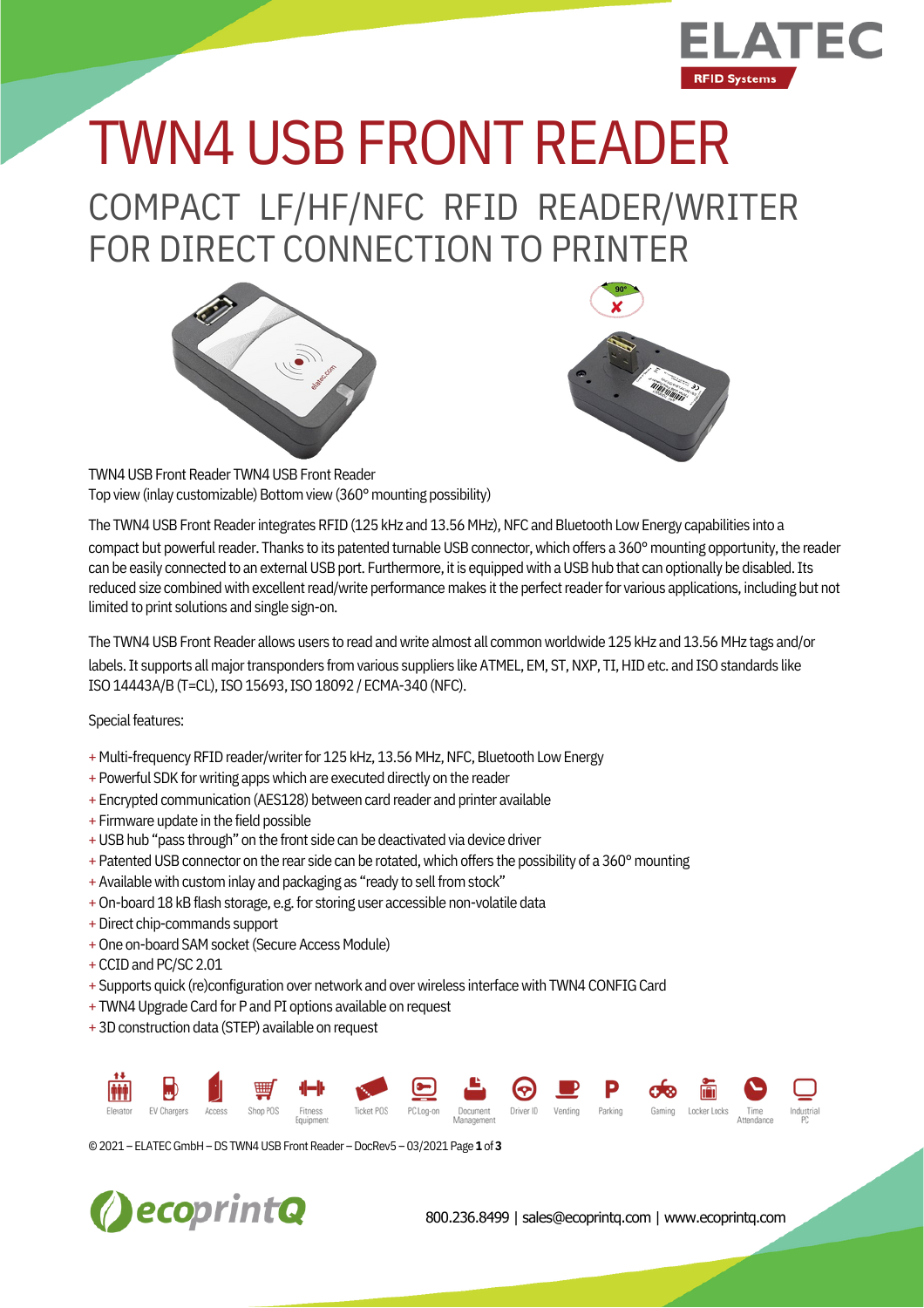# TWN4 USB FRONT READER

## COMPACT LF/HF/NFC RFID READER/WRITER FOR DIRECT CONNECTION TO PRINTER

TWN4 USB Front Reader TWN4 USB Front Reader
Top view (inlay customizable) Bottom view (360° mounting possibility)

The TWN4 USB Front Reader integrates RFID (125 kHz and 13.56 MHz), NFC and Bluetooth Low Energy capabilities into a compact but powerful reader. Thanks to its patented turnable USB connector, which offers a 360° mounting opportunity, the reader can be easily connected to an external USB port. Furthermore, it is equipped with a USB hub that can optionally be disabled. Its reduced size combined with excellent read/write performance makes it the perfect reader for various applications, including but not limited to print solutions and single sign-on.

The TWN4 USB Front Reader allows users to read and write almost all common worldwide 125 kHz and 13.56 MHz tags and/or labels. It supports all major transponders from various suppliers like ATMEL, EM, ST, NXP, TI, HID etc. and ISO standards like ISO 14443A/B (T=CL), ISO 15693, ISO 18092 / ECMA-340 (NFC).

Special features:

+ Multi-frequency RFID reader/writer for 125 kHz, 13.56 MHz, NFC, Bluetooth Low Energy
+ Powerful SDK for writing apps which are executed directly on the reader
+ Encrypted communication (AES128) between card reader and printer available
+ Firmware update in the field possible
+ USB hub “pass through” on the front side can be deactivated via device driver
+ Patented USB connector on the rear side can be rotated, which offers the possibility of a 360° mounting
+ Available with custom inlay and packaging as “ready to sell from stock”
+ On-board 18 kB flash storage, e.g. for storing user accessible non-volatile data
+ Direct chip-commands support
+ One on-board SAM socket (Secure Access Module)
+ CCID and PC/SC 2.01
+ Supports quick (re)configuration over network and over wireless interface with TWN4 CONFIG Card
+ TWN4 Upgrade Card for P and PI options available on request
+ 3D construction data (STEP) available on request

Elevator | EV Chargers | Access | Shop POS | Fitness Equipment | Ticket POS | PC Log-on | Document Management | Driver ID | Vending | Parking | Gaming | Locker Locks | Time Attendance | Industrial PC

© 2021 – ELATEC GmbH – DS TWN4 USB Front Reader – DocRev5 – 03/2021

800.236.8499 | sales@ecoprintq.com | www.ecoprintq.com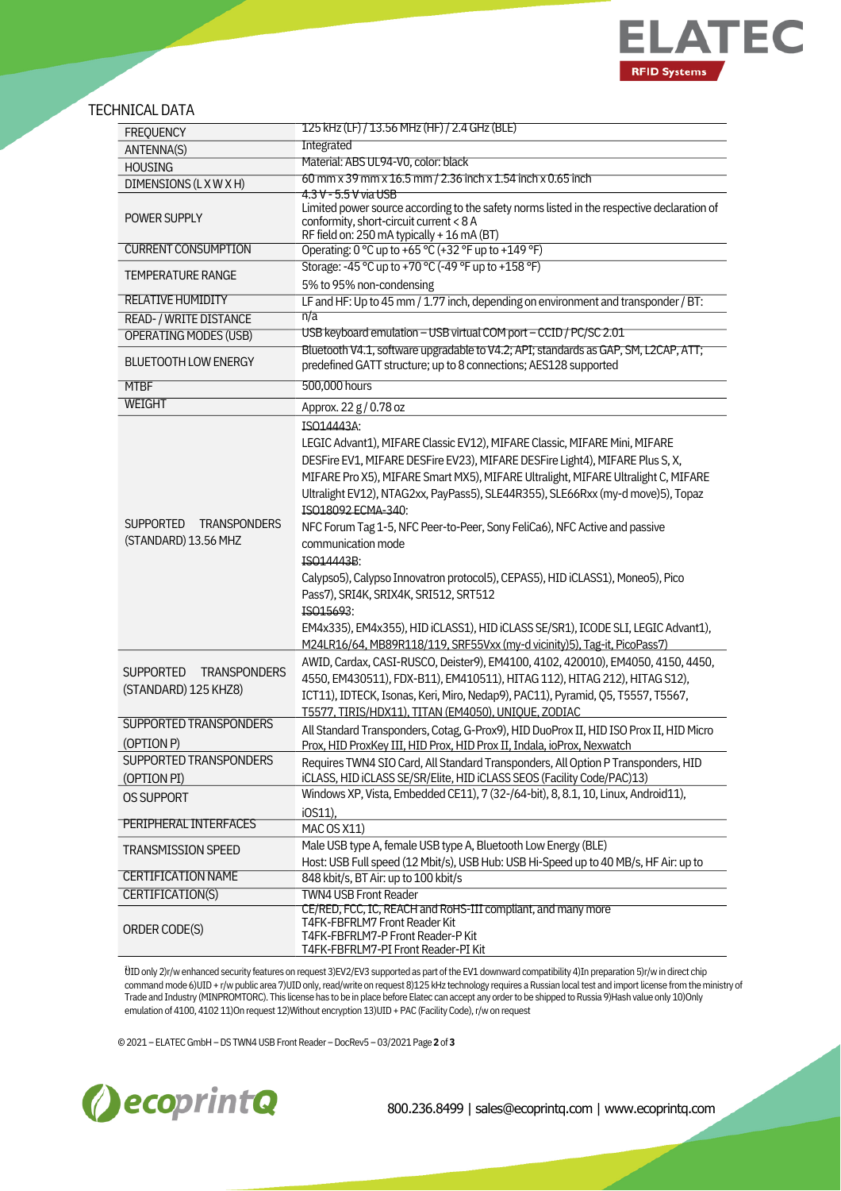## TECHNICAL DATA

| | |
|---|---|
| FREQUENCY | 125 kHz (LF) / 13.56 MHz (HF) / 2.4 GHz (BLE) |
| ANTENNA(S) | Integrated |
| HOUSING | Material: ABS UL94-V0, color: black |
| DIMENSIONS (L X W X H) | 60 mm x 39 mm x 16.5 mm / 2.36 inch x 1.54 inch x 0.65 inch |
| POWER SUPPLY | 4.3 V - 5.5 V via USB<br>Limited power source according to the safety norms listed in the respective declaration of conformity, short-circuit current < 8 A |
| CURRENT CONSUMPTION | RF field on: 250 mA typically + 16 mA (BT) |
| TEMPERATURE RANGE | Operating: 0 °C up to +65 °C (+32 °F up to +149 °F)<br>Storage: -45 °C up to +70 °C (-49 °F up to +158 °F) |
| RELATIVE HUMIDITY | 5% to 95% non-condensing |
| READ- / WRITE DISTANCE | LF and HF: Up to 45 mm / 1.77 inch, depending on environment and transponder / BT: n/a |
| OPERATING MODES (USB) | USB keyboard emulation – USB virtual COM port – CCID / PC/SC 2.01 |
| BLUETOOTH LOW ENERGY | Bluetooth V4.1, software upgradable to V4.2; API; standards as GAP, SM, L2CAP, ATT; predefined GATT structure; up to 8 connections; AES128 supported |
| MTBF | 500,000 hours |
| WEIGHT | Approx. 22 g / 0.78 oz |
| SUPPORTED TRANSPONDERS (STANDARD) 13.56 MHZ | ISO14443A:<br>LEGIC Advant1), MIFARE Classic EV12), MIFARE Classic, MIFARE Mini, MIFARE DESFire EV1, MIFARE DESFire EV23), MIFARE DESFire Light4), MIFARE Plus S, X, MIFARE Pro X5), MIFARE Smart MX5), MIFARE Ultralight, MIFARE Ultralight C, MIFARE Ultralight EV12), NTAG2xx, PayPass5), SLE44R355), SLE66Rxx (my-d move)5), Topaz<br>ISO18092 ECMA-340:<br>NFC Forum Tag 1-5, NFC Peer-to-Peer, Sony FeliCa6), NFC Active and passive communication mode<br>ISO14443B:<br>Calypso5), Calypso Innovatron protocol5), CEPAS5), HID iCLASS1), Moneo5), Pico Pass7), SRI4K, SRIX4K, SRI512, SRT512<br>ISO15693:<br>EM4x335), EM4x355), HID iCLASS1), HID iCLASS SE/SR1), ICODE SLI, LEGIC Advant1), M24LR16/64, MB89R118/119, SRF55Vxx (my-d vicinity)5), Tag-it, PicoPass7) |
| SUPPORTED TRANSPONDERS (STANDARD) 125 KHZ8) | AWID, Cardax, CASI-RUSCO, Deister9), EM4100, 4102, 420010), EM4050, 4150, 4450, 4550, EM430511), FDX-B11), EM410511), HITAG 112), HITAG 212), HITAG S12), ICT11), IDTECK, Isonas, Keri, Miro, Nedap9), PAC11), Pyramid, Q5, T5557, T5567, T5577, TIRIS/HDX11), TITAN (EM4050), UNIQUE, ZODIAC |
| SUPPORTED TRANSPONDERS (OPTION P) | All Standard Transponders, Cotag, G-Prox9), HID DuoProx II, HID ISO Prox II, HID Micro Prox, HID ProxKey III, HID Prox, HID Prox II, Indala, ioProx, Nexwatch |
| SUPPORTED TRANSPONDERS (OPTION PI) | Requires TWN4 SIO Card, All Standard Transponders, All Option P Transponders, HID iCLASS, HID iCLASS SE/SR/Elite, HID iCLASS SEOS (Facility Code/PAC)13) |
| OS SUPPORT | Windows XP, Vista, Embedded CE11), 7 (32-/64-bit), 8, 8.1, 10, Linux, Android11), iOS11), MAC OS X11) |
| PERIPHERAL INTERFACES | Male USB type A, female USB type A, Bluetooth Low Energy (BLE) |
| TRANSMISSION SPEED | Host: USB Full speed (12 Mbit/s), USB Hub: USB Hi-Speed up to 40 MB/s, HF Air: up to 848 kbit/s, BT Air: up to 100 kbit/s |
| CERTIFICATION NAME | TWN4 USB Front Reader |
| CERTIFICATION(S) | CE/RED, FCC, IC, REACH and RoHS-III compliant, and many more |
| ORDER CODE(S) | T4FK-FBFRLM7 Front Reader Kit<br>T4FK-FBFRLM7-P Front Reader-P Kit<br>T4FK-FBFRLM7-PI Front Reader-PI Kit |

1)UID only 2)r/w enhanced security features on request 3)EV2/EV3 supported as part of the EV1 downward compatibility 4)In preparation 5)r/w in direct chip command mode 6)UID + r/w public area 7)UID only, read/write on request 8)125 kHz technology requires a Russian local test and import license from the ministry of Trade and Industry (MINPROMTORC). This license has to be in place before Elatec can accept any order to be shipped to Russia 9)Hash value only 10)Only emulation of 4100, 4102 11)On request 12)Without encryption 13)UID + PAC (Facility Code), r/w on request

© 2021 – ELATEC GmbH – DS TWN4 USB Front Reader – DocRev5 – 03/2021

800.236.8499 | sales@ecoprintq.com | www.ecoprintq.com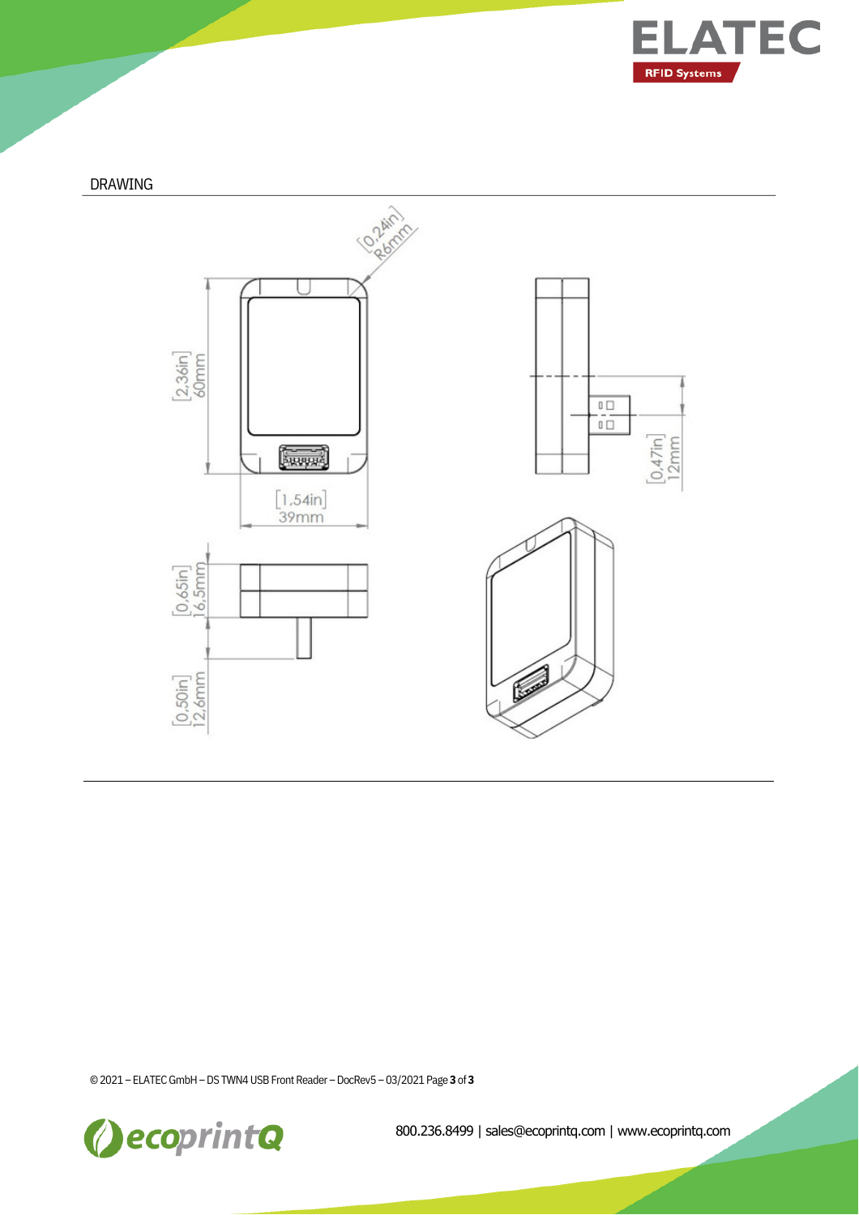DRAWING

[0,24in]
R6mm

[2,36in]
60mm

[1,54in]
39mm

[0,47in]
12mm

[0,65in]
16,5mm

[0,50in]
12,6mm